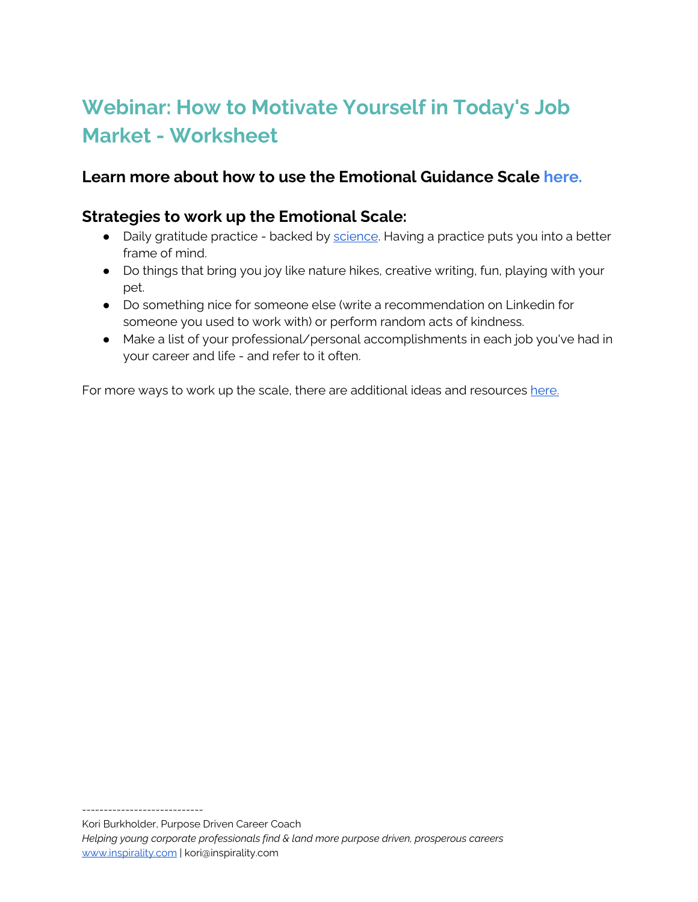# Webinar: How to Motivate Yourself in Today's Job Market - Worksheet

### Learn more about how to use the Emotional Guidance Scale here.

### Strategies to work up the Emotional Scale:

- Daily gratitude practice - backed by science. Having a practice puts you into a better frame of mind.
- Do things that bring you joy like nature hikes, creative writing, fun, playing with your pet.
- Do something nice for someone else (write a recommendation on Linkedin for someone you used to work with) or perform random acts of kindness.
- Make a list of your professional/personal accomplishments in each job you've had in your career and life - and refer to it often.

For more ways to work up the scale, there are additional ideas and resources here.

----------------------------
Kori Burkholder, Purpose Driven Career Coach
*Helping young corporate professionals find & land more purpose driven, prosperous careers*
www.inspirality.com | kori@inspirality.com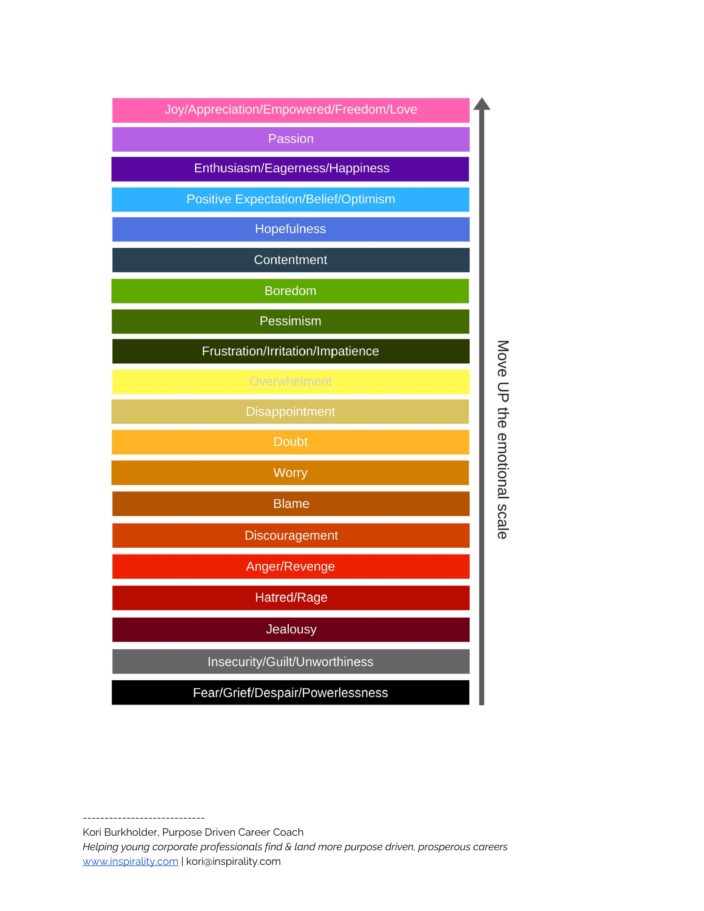- Joy/Appreciation/Empowered/Freedom/Love
- Passion
- Enthusiasm/Eagerness/Happiness
- Positive Expectation/Belief/Optimism
- Hopefulness
- Contentment
- Boredom
- Pessimism
- Frustration/Irritation/Impatience
- Overwhelment
- Disappointment
- Doubt
- Worry
- Blame
- Discouragement
- Anger/Revenge
- Hatred/Rage
- Jealousy
- Insecurity/Guilt/Unworthiness
- Fear/Grief/Despair/Powerlessness

Move UP the emotional scale

----------------------------

Kori Burkholder, Purpose Driven Career Coach

*Helping young corporate professionals find & land more purpose driven, prosperous careers*

www.inspirality.com | kori@inspirality.com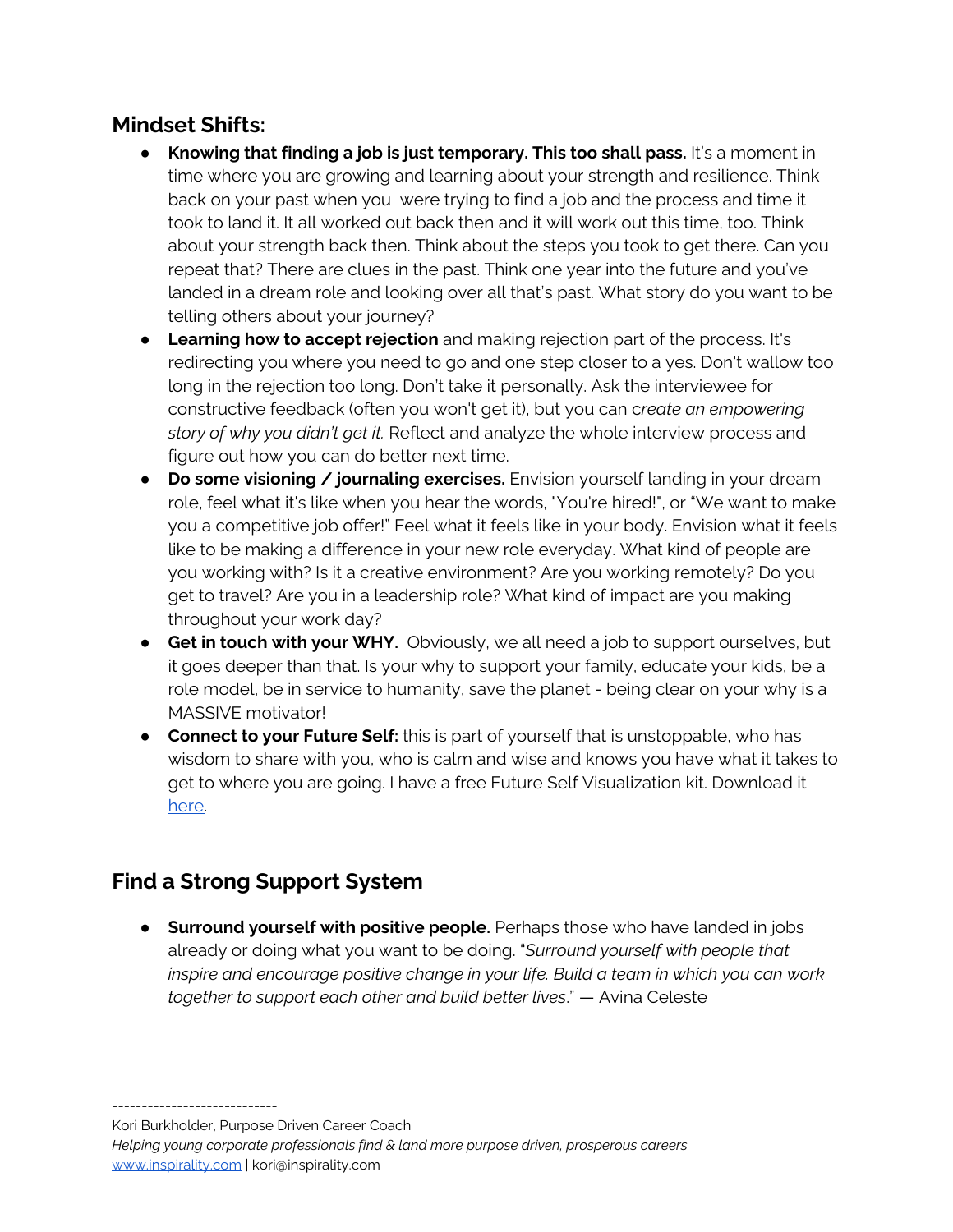## Mindset Shifts:

- **Knowing that finding a job is just temporary. This too shall pass.** It's a moment in time where you are growing and learning about your strength and resilience. Think back on your past when you  were trying to find a job and the process and time it took to land it. It all worked out back then and it will work out this time, too. Think about your strength back then. Think about the steps you took to get there. Can you repeat that? There are clues in the past. Think one year into the future and you've landed in a dream role and looking over all that's past. What story do you want to be telling others about your journey?
- **Learning how to accept rejection** and making rejection part of the process. It's redirecting you where you need to go and one step closer to a yes. Don't wallow too long in the rejection too long. Don't take it personally. Ask the interviewee for constructive feedback (often you won't get it), but you can c*reate an empowering story of why you didn't get it.* Reflect and analyze the whole interview process and figure out how you can do better next time.
- **Do some visioning / journaling exercises.** Envision yourself landing in your dream role, feel what it's like when you hear the words, "You're hired!", or "We want to make you a competitive job offer!" Feel what it feels like in your body. Envision what it feels like to be making a difference in your new role everyday. What kind of people are you working with? Is it a creative environment? Are you working remotely? Do you get to travel? Are you in a leadership role? What kind of impact are you making throughout your work day?
- **Get in touch with your WHY.** Obviously, we all need a job to support ourselves, but it goes deeper than that. Is your why to support your family, educate your kids, be a role model, be in service to humanity, save the planet - being clear on your why is a MASSIVE motivator!
- **Connect to your Future Self:** this is part of yourself that is unstoppable, who has wisdom to share with you, who is calm and wise and knows you have what it takes to get to where you are going. I have a free Future Self Visualization kit. Download it here.

## Find a Strong Support System

- **Surround yourself with positive people.** Perhaps those who have landed in jobs already or doing what you want to be doing. "*Surround yourself with people that inspire and encourage positive change in your life. Build a team in which you can work together to support each other and build better lives*." — Avina Celeste

---------------------------

Kori Burkholder, Purpose Driven Career Coach

*Helping young corporate professionals find & land more purpose driven, prosperous careers*

www.inspirality.com | kori@inspirality.com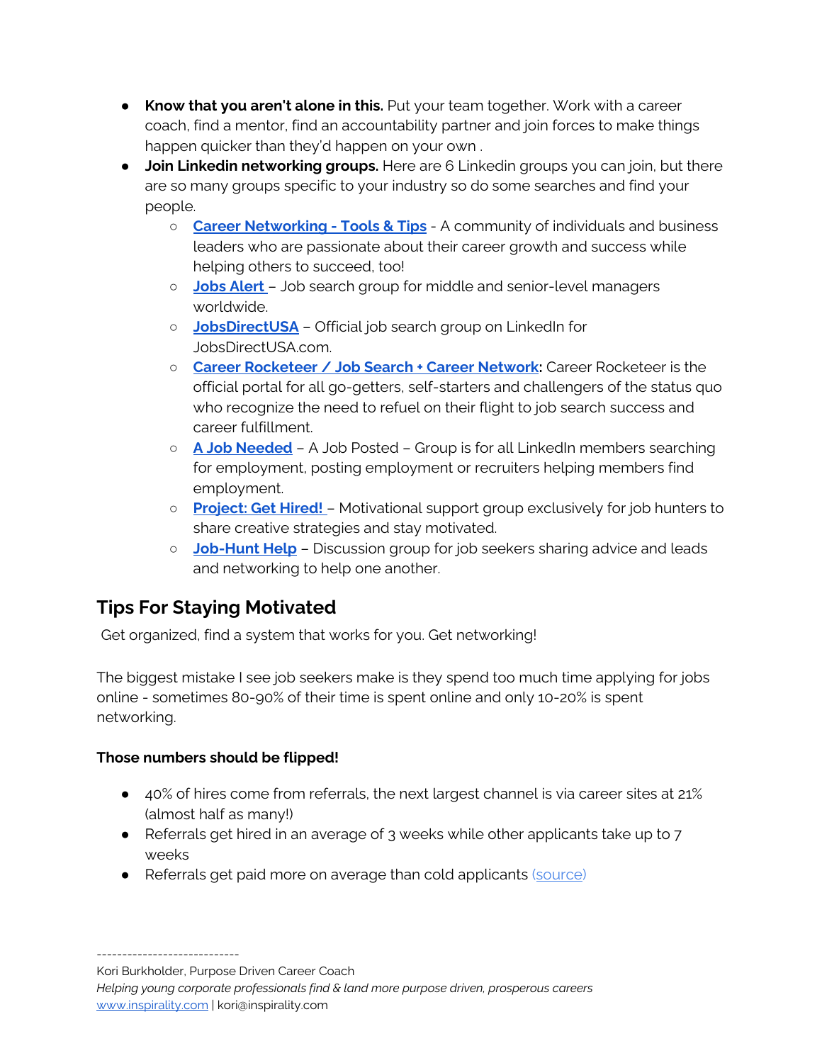- **Know that you aren't alone in this.** Put your team together. Work with a career coach, find a mentor, find an accountability partner and join forces to make things happen quicker than they'd happen on your own .
- **Join Linkedin networking groups.** Here are 6 Linkedin groups you can join, but there are so many groups specific to your industry so do some searches and find your people.
    - **Career Networking - Tools & Tips** - A community of individuals and business leaders who are passionate about their career growth and success while helping others to succeed, too!
    - **Jobs Alert** – Job search group for middle and senior-level managers worldwide.
    - **JobsDirectUSA** – Official job search group on LinkedIn for JobsDirectUSA.com.
    - **Career Rocketeer / Job Search + Career Network:** Career Rocketeer is the official portal for all go-getters, self-starters and challengers of the status quo who recognize the need to refuel on their flight to job search success and career fulfillment.
    - **A Job Needed** – A Job Posted – Group is for all LinkedIn members searching for employment, posting employment or recruiters helping members find employment.
    - **Project: Get Hired!** – Motivational support group exclusively for job hunters to share creative strategies and stay motivated.
    - **Job-Hunt Help** – Discussion group for job seekers sharing advice and leads and networking to help one another.

## Tips For Staying Motivated

Get organized, find a system that works for you. Get networking!

The biggest mistake I see job seekers make is they spend too much time applying for jobs online - sometimes 80-90% of their time is spent online and only 10-20% is spent networking.

**Those numbers should be flipped!**

- 40% of hires come from referrals, the next largest channel is via career sites at 21% (almost half as many!)
- Referrals get hired in an average of 3 weeks while other applicants take up to 7 weeks
- Referrals get paid more on average than cold applicants (source)

---------------------------

Kori Burkholder, Purpose Driven Career Coach
*Helping young corporate professionals find & land more purpose driven, prosperous careers*
www.inspirality.com | kori@inspirality.com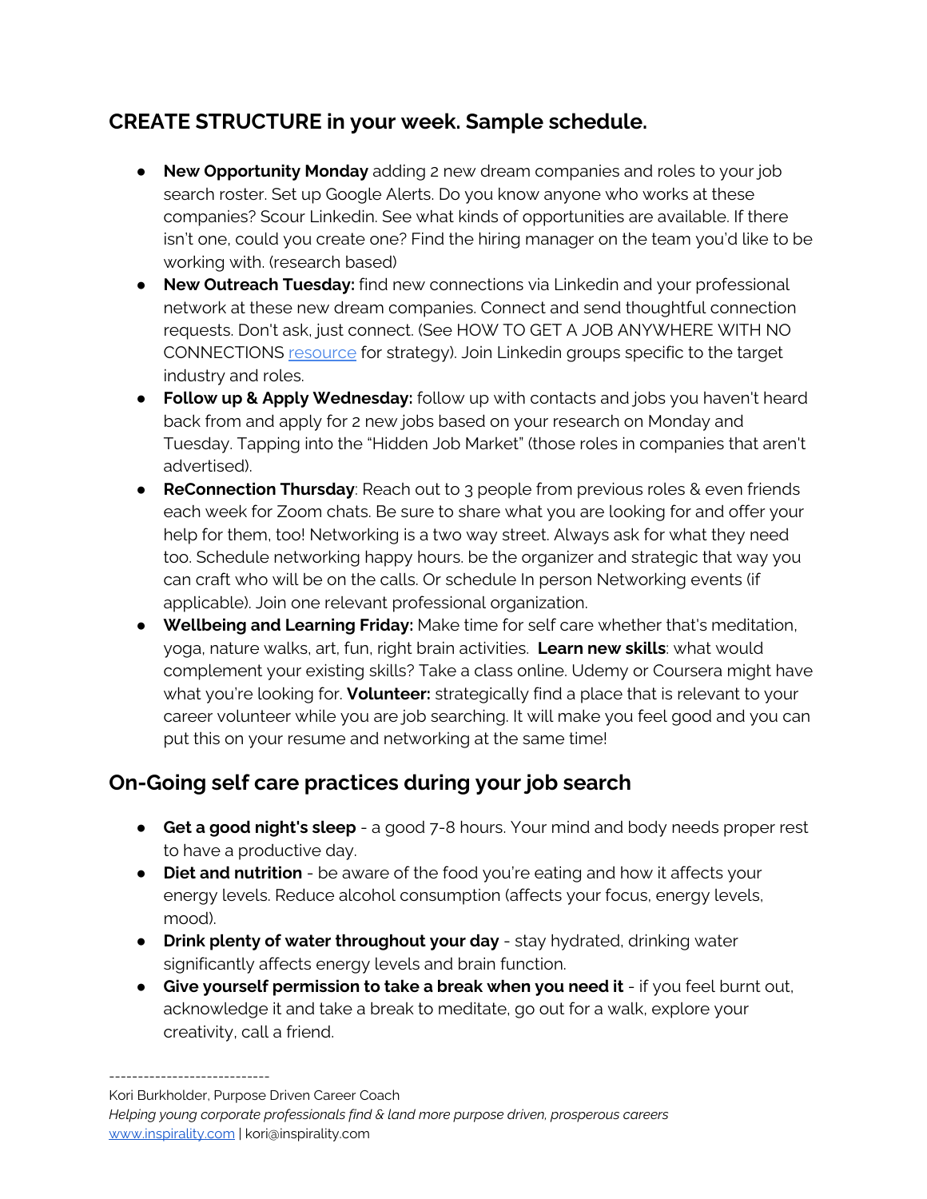## CREATE STRUCTURE in your week. Sample schedule.

- **New Opportunity Monday** adding 2 new dream companies and roles to your job search roster. Set up Google Alerts. Do you know anyone who works at these companies? Scour Linkedin. See what kinds of opportunities are available. If there isn't one, could you create one? Find the hiring manager on the team you'd like to be working with. (research based)
- **New Outreach Tuesday:** find new connections via Linkedin and your professional network at these new dream companies. Connect and send thoughtful connection requests. Don't ask, just connect. (See HOW TO GET A JOB ANYWHERE WITH NO CONNECTIONS resource for strategy). Join Linkedin groups specific to the target industry and roles.
- **Follow up & Apply Wednesday:** follow up with contacts and jobs you haven't heard back from and apply for 2 new jobs based on your research on Monday and Tuesday. Tapping into the "Hidden Job Market" (those roles in companies that aren't advertised).
- **ReConnection Thursday**: Reach out to 3 people from previous roles & even friends each week for Zoom chats. Be sure to share what you are looking for and offer your help for them, too! Networking is a two way street. Always ask for what they need too. Schedule networking happy hours. be the organizer and strategic that way you can craft who will be on the calls. Or schedule In person Networking events (if applicable). Join one relevant professional organization.
- **Wellbeing and Learning Friday:** Make time for self care whether that's meditation, yoga, nature walks, art, fun, right brain activities. **Learn new skills**: what would complement your existing skills? Take a class online. Udemy or Coursera might have what you're looking for. **Volunteer:** strategically find a place that is relevant to your career volunteer while you are job searching. It will make you feel good and you can put this on your resume and networking at the same time!

## On-Going self care practices during your job search

- **Get a good night's sleep** - a good 7-8 hours. Your mind and body needs proper rest to have a productive day.
- **Diet and nutrition** - be aware of the food you're eating and how it affects your energy levels. Reduce alcohol consumption (affects your focus, energy levels, mood).
- **Drink plenty of water throughout your day** - stay hydrated, drinking water significantly affects energy levels and brain function.
- **Give yourself permission to take a break when you need it** - if you feel burnt out, acknowledge it and take a break to meditate, go out for a walk, explore your creativity, call a friend.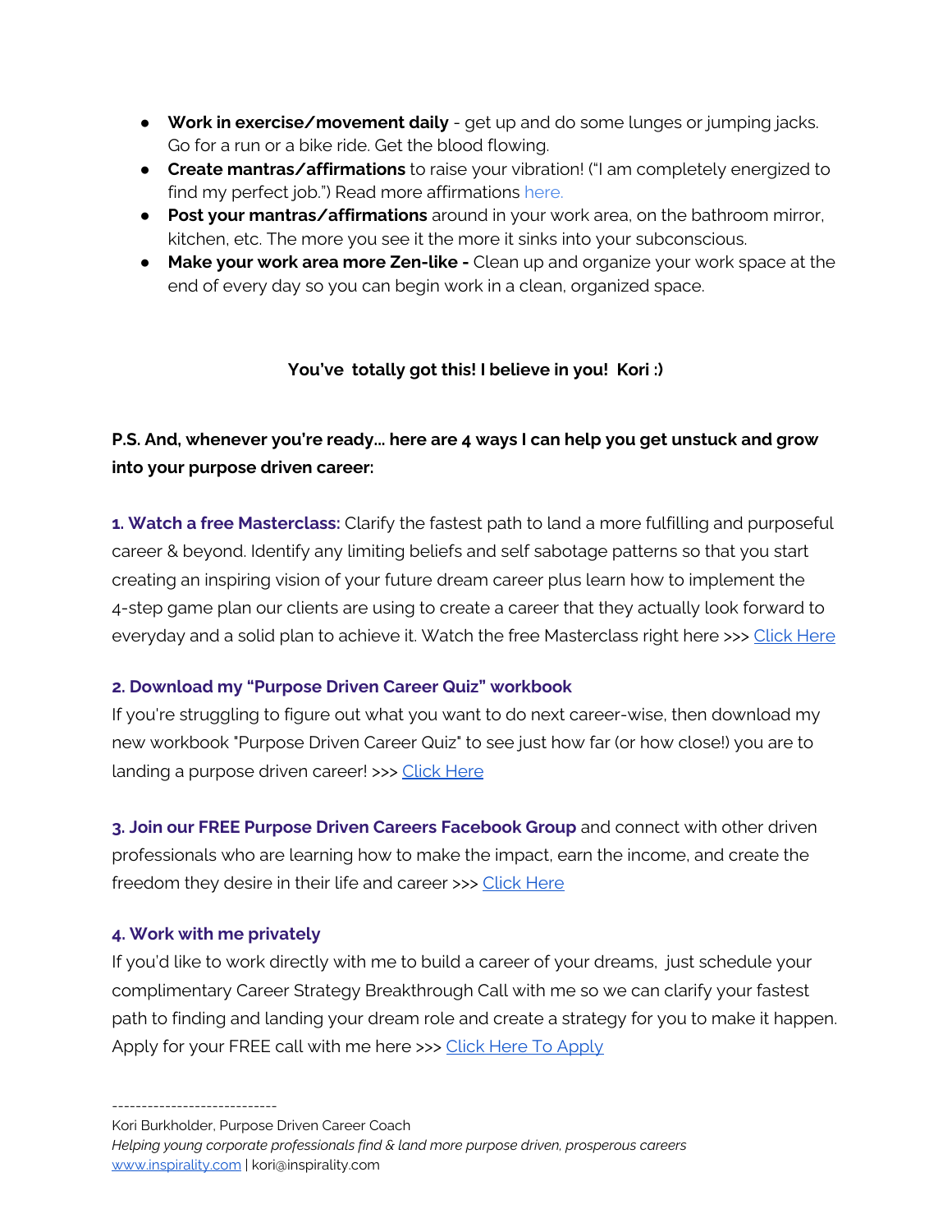- **Work in exercise/movement daily** - get up and do some lunges or jumping jacks. Go for a run or a bike ride. Get the blood flowing.
- **Create mantras/affirmations** to raise your vibration! ("I am completely energized to find my perfect job.") Read more affirmations here.
- **Post your mantras/affirmations** around in your work area, on the bathroom mirror, kitchen, etc. The more you see it the more it sinks into your subconscious.
- **Make your work area more Zen-like -** Clean up and organize your work space at the end of every day so you can begin work in a clean, organized space.

**You've totally got this! I believe in you! Kori :)**

**P.S. And, whenever you're ready... here are 4 ways I can help you get unstuck and grow into your purpose driven career:**

**1. Watch a free Masterclass:** Clarify the fastest path to land a more fulfilling and purposeful career & beyond. Identify any limiting beliefs and self sabotage patterns so that you start creating an inspiring vision of your future dream career plus learn how to implement the 4-step game plan our clients are using to create a career that they actually look forward to everyday and a solid plan to achieve it. Watch the free Masterclass right here >>> Click Here

**2. Download my "Purpose Driven Career Quiz" workbook**

If you're struggling to figure out what you want to do next career-wise, then download my new workbook "Purpose Driven Career Quiz" to see just how far (or how close!) you are to landing a purpose driven career! >>> Click Here

**3. Join our FREE Purpose Driven Careers Facebook Group** and connect with other driven professionals who are learning how to make the impact, earn the income, and create the freedom they desire in their life and career >>> Click Here

**4. Work with me privately**

If you'd like to work directly with me to build a career of your dreams, just schedule your complimentary Career Strategy Breakthrough Call with me so we can clarify your fastest path to finding and landing your dream role and create a strategy for you to make it happen. Apply for your FREE call with me here >>> Click Here To Apply

---------------------------

Kori Burkholder, Purpose Driven Career Coach

*Helping young corporate professionals find & land more purpose driven, prosperous careers*

www.inspirality.com | kori@inspirality.com